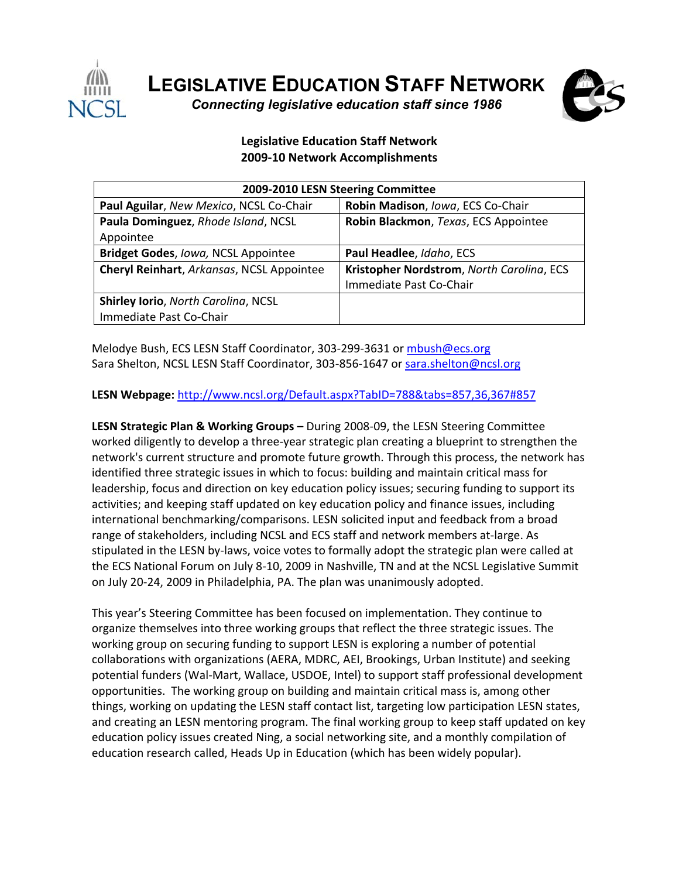# LEGISLATIVE EDUCATION STAFF NETWORK

*Connecting legislative education staff since 1986*

**Legislative Education Staff Network**
**2009-10 Network Accomplishments**

| 2009-2010 LESN Steering Committee | |
|---|---|
| **Paul Aguilar**, *New Mexico*, NCSL Co-Chair | **Robin Madison**, *Iowa*, ECS Co-Chair |
| **Paula Dominguez**, *Rhode Island*, NCSL Appointee | **Robin Blackmon**, *Texas*, ECS Appointee |
| **Bridget Godes**, *Iowa,* NCSL Appointee | **Paul Headlee**, *Idaho*, ECS |
| **Cheryl Reinhart**, *Arkansas*, NCSL Appointee | **Kristopher Nordstrom**, *North Carolina*, ECS Immediate Past Co-Chair |
| **Shirley Iorio**, *North Carolina*, NCSL Immediate Past Co-Chair | |

Melodye Bush, ECS LESN Staff Coordinator, 303-299-3631 or mbush@ecs.org
Sara Shelton, NCSL LESN Staff Coordinator, 303-856-1647 or sara.shelton@ncsl.org

**LESN Webpage:** http://www.ncsl.org/Default.aspx?TabID=788&tabs=857,36,367#857

**LESN Strategic Plan & Working Groups –** During 2008-09, the LESN Steering Committee worked diligently to develop a three-year strategic plan creating a blueprint to strengthen the network's current structure and promote future growth. Through this process, the network has identified three strategic issues in which to focus: building and maintain critical mass for leadership, focus and direction on key education policy issues; securing funding to support its activities; and keeping staff updated on key education policy and finance issues, including international benchmarking/comparisons. LESN solicited input and feedback from a broad range of stakeholders, including NCSL and ECS staff and network members at-large. As stipulated in the LESN by-laws, voice votes to formally adopt the strategic plan were called at the ECS National Forum on July 8-10, 2009 in Nashville, TN and at the NCSL Legislative Summit on July 20-24, 2009 in Philadelphia, PA. The plan was unanimously adopted.

This year's Steering Committee has been focused on implementation. They continue to organize themselves into three working groups that reflect the three strategic issues. The working group on securing funding to support LESN is exploring a number of potential collaborations with organizations (AERA, MDRC, AEI, Brookings, Urban Institute) and seeking potential funders (Wal-Mart, Wallace, USDOE, Intel) to support staff professional development opportunities. The working group on building and maintain critical mass is, among other things, working on updating the LESN staff contact list, targeting low participation LESN states, and creating an LESN mentoring program. The final working group to keep staff updated on key education policy issues created Ning, a social networking site, and a monthly compilation of education research called, Heads Up in Education (which has been widely popular).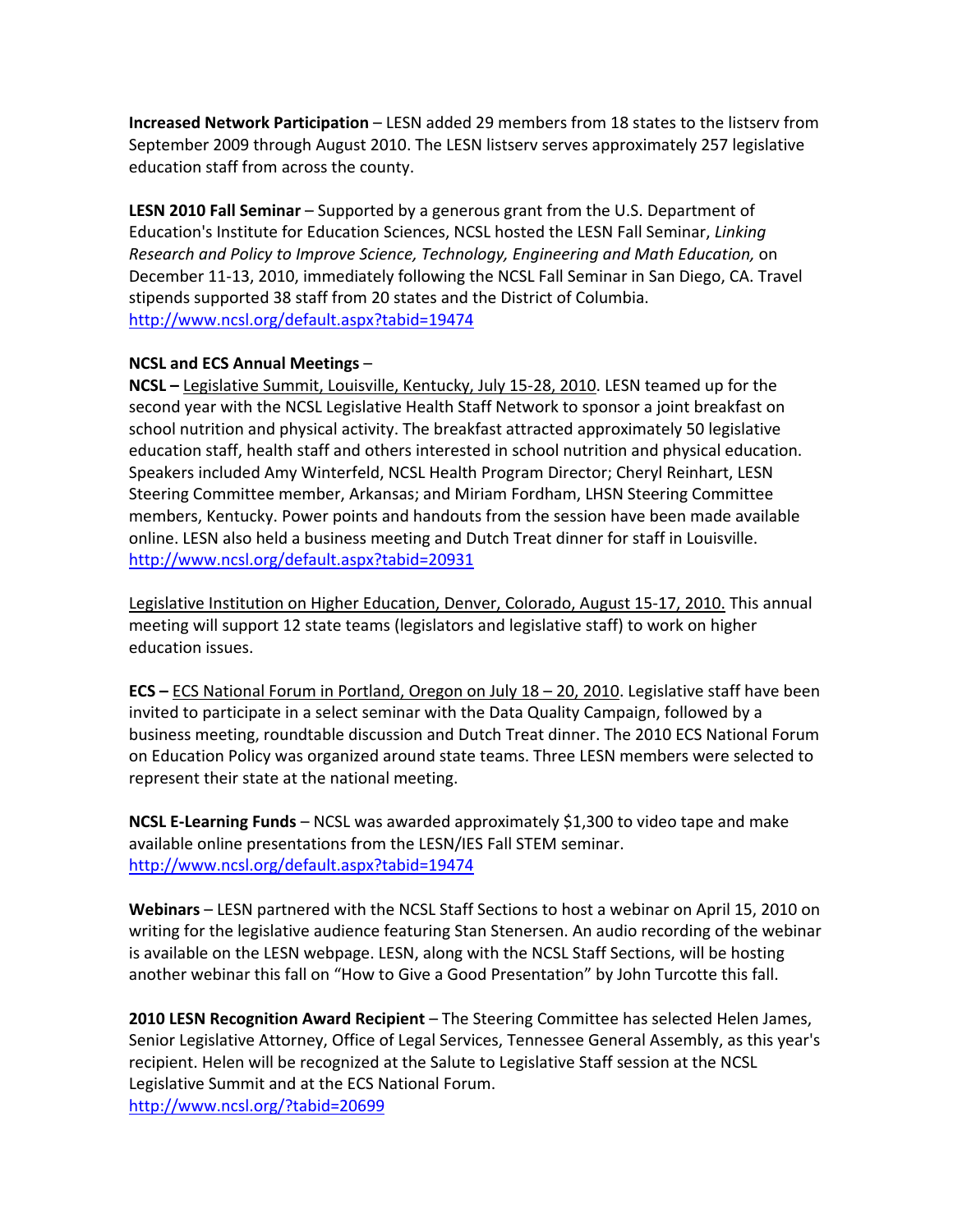**Increased Network Participation** – LESN added 29 members from 18 states to the listserv from September 2009 through August 2010. The LESN listserv serves approximately 257 legislative education staff from across the county.

**LESN 2010 Fall Seminar** – Supported by a generous grant from the U.S. Department of Education's Institute for Education Sciences, NCSL hosted the LESN Fall Seminar, *Linking Research and Policy to Improve Science, Technology, Engineering and Math Education,* on December 11-13, 2010, immediately following the NCSL Fall Seminar in San Diego, CA. Travel stipends supported 38 staff from 20 states and the District of Columbia.
http://www.ncsl.org/default.aspx?tabid=19474

**NCSL and ECS Annual Meetings** –

**NCSL –** Legislative Summit, Louisville, Kentucky, July 15-28, 2010. LESN teamed up for the second year with the NCSL Legislative Health Staff Network to sponsor a joint breakfast on school nutrition and physical activity. The breakfast attracted approximately 50 legislative education staff, health staff and others interested in school nutrition and physical education. Speakers included Amy Winterfeld, NCSL Health Program Director; Cheryl Reinhart, LESN Steering Committee member, Arkansas; and Miriam Fordham, LHSN Steering Committee members, Kentucky. Power points and handouts from the session have been made available online. LESN also held a business meeting and Dutch Treat dinner for staff in Louisville.
http://www.ncsl.org/default.aspx?tabid=20931

Legislative Institution on Higher Education, Denver, Colorado, August 15-17, 2010. This annual meeting will support 12 state teams (legislators and legislative staff) to work on higher education issues.

**ECS –** ECS National Forum in Portland, Oregon on July 18 – 20, 2010. Legislative staff have been invited to participate in a select seminar with the Data Quality Campaign, followed by a business meeting, roundtable discussion and Dutch Treat dinner. The 2010 ECS National Forum on Education Policy was organized around state teams. Three LESN members were selected to represent their state at the national meeting.

**NCSL E-Learning Funds** – NCSL was awarded approximately $1,300 to video tape and make available online presentations from the LESN/IES Fall STEM seminar.
http://www.ncsl.org/default.aspx?tabid=19474

**Webinars** – LESN partnered with the NCSL Staff Sections to host a webinar on April 15, 2010 on writing for the legislative audience featuring Stan Stenersen. An audio recording of the webinar is available on the LESN webpage. LESN, along with the NCSL Staff Sections, will be hosting another webinar this fall on "How to Give a Good Presentation" by John Turcotte this fall.

**2010 LESN Recognition Award Recipient** – The Steering Committee has selected Helen James, Senior Legislative Attorney, Office of Legal Services, Tennessee General Assembly, as this year's recipient. Helen will be recognized at the Salute to Legislative Staff session at the NCSL Legislative Summit and at the ECS National Forum.
http://www.ncsl.org/?tabid=20699